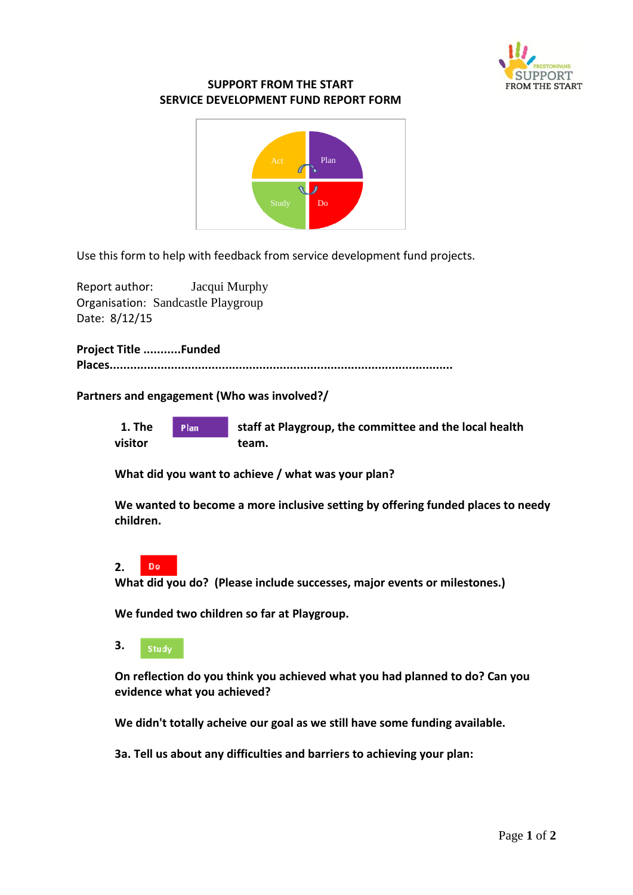**SUPPORT FROM THE START**
**SERVICE DEVELOPMENT FUND REPORT FORM**

Use this form to help with feedback from service development fund projects.

Report author: Jacqui Murphy
Organisation: Sandcastle Playgroup
Date: 8/12/15

**Project Title ...........Funded Places....................................................................................................**

**Partners and engagement (Who was involved?/**

**1. The** Plan **staff at Playgroup, the committee and the local health visitor team.**

**What did you want to achieve / what was your plan?**

**We wanted to become a more inclusive setting by offering funded places to needy children.**

**2.** Do
**What did you do? (Please include successes, major events or milestones.)**

**We funded two children so far at Playgroup.**

**3.** Study

**On reflection do you think you achieved what you had planned to do? Can you evidence what you achieved?**

**We didn't totally acheive our goal as we still have some funding available.**

**3a. Tell us about any difficulties and barriers to achieving your plan:**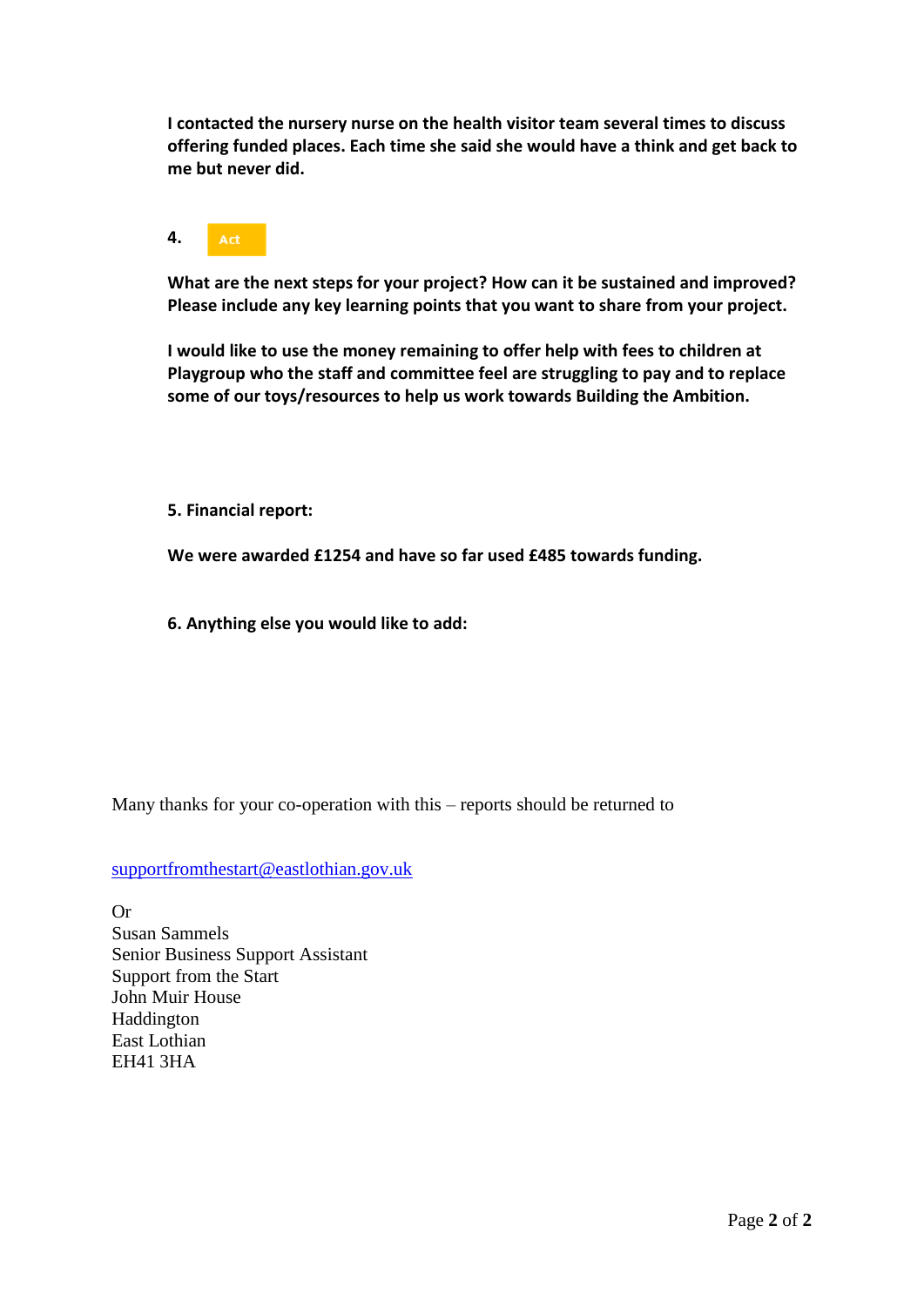**I contacted the nursery nurse on the health visitor team several times to discuss offering funded places. Each time she said she would have a think and get back to me but never did.**

**4.** Act

**What are the next steps for your project? How can it be sustained and improved? Please include any key learning points that you want to share from your project.**

**I would like to use the money remaining to offer help with fees to children at Playgroup who the staff and committee feel are struggling to pay and to replace some of our toys/resources to help us work towards Building the Ambition.**

**5. Financial report:**

**We were awarded £1254 and have so far used £485 towards funding.**

**6. Anything else you would like to add:**

Many thanks for your co-operation with this – reports should be returned to

supportfromthestart@eastlothian.gov.uk

Or
Susan Sammels
Senior Business Support Assistant
Support from the Start
John Muir House
Haddington
East Lothian
EH41 3HA